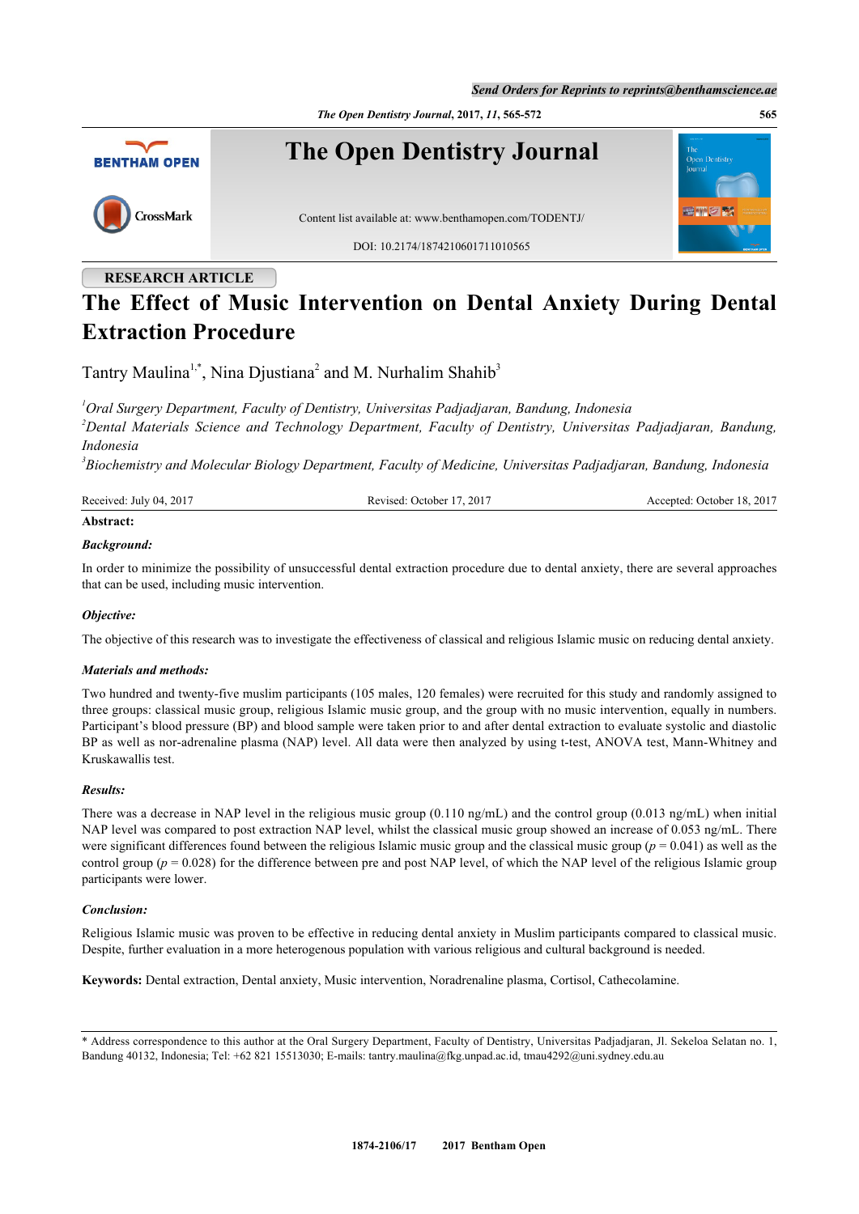RESEARCH ARTICLE

# The Effect of Music Intervention on Dental Anxiety During Dental Extraction Procedure

Tantry Maulina[1,*], Nina Djustiana[2] and M. Nurhalim Shahib[3]

[1]*Oral Surgery Department, Faculty of Dentistry, Universitas Padjadjaran, Bandung, Indonesia*
[2]*Dental Materials Science and Technology Department, Faculty of Dentistry, Universitas Padjadjaran, Bandung, Indonesia*
[3]*Biochemistry and Molecular Biology Department, Faculty of Medicine, Universitas Padjadjaran, Bandung, Indonesia*

Received: July 04, 2017 Revised: October 17, 2017 Accepted: October 18, 2017

**Abstract:**

***Background:***

In order to minimize the possibility of unsuccessful dental extraction procedure due to dental anxiety, there are several approaches that can be used, including music intervention.

***Objective:***

The objective of this research was to investigate the effectiveness of classical and religious Islamic music on reducing dental anxiety.

***Materials and methods:***

Two hundred and twenty-five muslim participants (105 males, 120 females) were recruited for this study and randomly assigned to three groups: classical music group, religious Islamic music group, and the group with no music intervention, equally in numbers. Participant's blood pressure (BP) and blood sample were taken prior to and after dental extraction to evaluate systolic and diastolic BP as well as nor-adrenaline plasma (NAP) level. All data were then analyzed by using t-test, ANOVA test, Mann-Whitney and Kruskawallis test.

***Results:***

There was a decrease in NAP level in the religious music group (0.110 ng/mL) and the control group (0.013 ng/mL) when initial NAP level was compared to post extraction NAP level, whilst the classical music group showed an increase of 0.053 ng/mL. There were significant differences found between the religious Islamic music group and the classical music group ($p = 0.041$) as well as the control group ($p = 0.028$) for the difference between pre and post NAP level, of which the NAP level of the religious Islamic group participants were lower.

***Conclusion:***

Religious Islamic music was proven to be effective in reducing dental anxiety in Muslim participants compared to classical music. Despite, further evaluation in a more heterogenous population with various religious and cultural background is needed.

**Keywords:** Dental extraction, Dental anxiety, Music intervention, Noradrenaline plasma, Cortisol, Cathecolamine.

\* Address correspondence to this author at the Oral Surgery Department, Faculty of Dentistry, Universitas Padjadjaran, Jl. Sekeloa Selatan no. 1, Bandung 40132, Indonesia; Tel: +62 821 15513030; E-mails: tantry.maulina@fkg.unpad.ac.id, tmau4292@uni.sydney.edu.au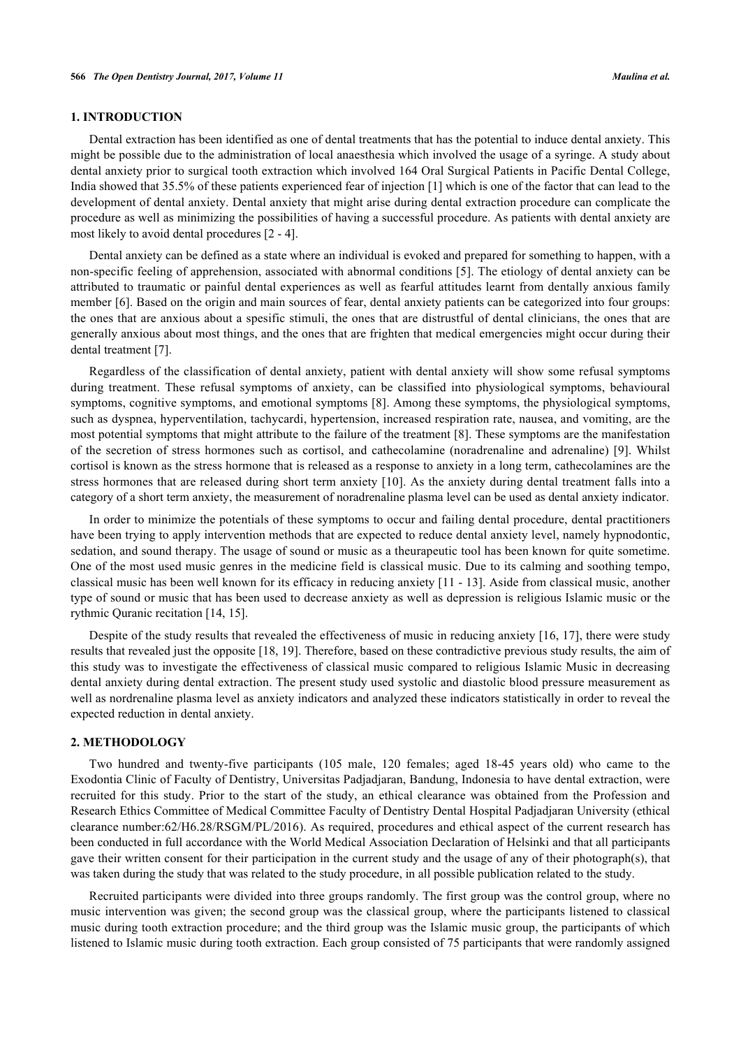## 1. INTRODUCTION

Dental extraction has been identified as one of dental treatments that has the potential to induce dental anxiety. This might be possible due to the administration of local anaesthesia which involved the usage of a syringe. A study about dental anxiety prior to surgical tooth extraction which involved 164 Oral Surgical Patients in Pacific Dental College, India showed that 35.5% of these patients experienced fear of injection [1] which is one of the factor that can lead to the development of dental anxiety. Dental anxiety that might arise during dental extraction procedure can complicate the procedure as well as minimizing the possibilities of having a successful procedure. As patients with dental anxiety are most likely to avoid dental procedures [2 - 4].

Dental anxiety can be defined as a state where an individual is evoked and prepared for something to happen, with a non-specific feeling of apprehension, associated with abnormal conditions [5]. The etiology of dental anxiety can be attributed to traumatic or painful dental experiences as well as fearful attitudes learnt from dentally anxious family member [6]. Based on the origin and main sources of fear, dental anxiety patients can be categorized into four groups: the ones that are anxious about a spesific stimuli, the ones that are distrustful of dental clinicians, the ones that are generally anxious about most things, and the ones that are frighten that medical emergencies might occur during their dental treatment [7].

Regardless of the classification of dental anxiety, patient with dental anxiety will show some refusal symptoms during treatment. These refusal symptoms of anxiety, can be classified into physiological symptoms, behavioural symptoms, cognitive symptoms, and emotional symptoms [8]. Among these symptoms, the physiological symptoms, such as dyspnea, hyperventilation, tachycardi, hypertension, increased respiration rate, nausea, and vomiting, are the most potential symptoms that might attribute to the failure of the treatment [8]. These symptoms are the manifestation of the secretion of stress hormones such as cortisol, and cathecolamine (noradrenaline and adrenaline) [9]. Whilst cortisol is known as the stress hormone that is released as a response to anxiety in a long term, cathecolamines are the stress hormones that are released during short term anxiety [10]. As the anxiety during dental treatment falls into a category of a short term anxiety, the measurement of noradrenaline plasma level can be used as dental anxiety indicator.

In order to minimize the potentials of these symptoms to occur and failing dental procedure, dental practitioners have been trying to apply intervention methods that are expected to reduce dental anxiety level, namely hypnodontic, sedation, and sound therapy. The usage of sound or music as a theurapeutic tool has been known for quite sometime. One of the most used music genres in the medicine field is classical music. Due to its calming and soothing tempo, classical music has been well known for its efficacy in reducing anxiety [11 - 13]. Aside from classical music, another type of sound or music that has been used to decrease anxiety as well as depression is religious Islamic music or the rythmic Quranic recitation [14, 15].

Despite of the study results that revealed the effectiveness of music in reducing anxiety [16, 17], there were study results that revealed just the opposite [18, 19]. Therefore, based on these contradictive previous study results, the aim of this study was to investigate the effectiveness of classical music compared to religious Islamic Music in decreasing dental anxiety during dental extraction. The present study used systolic and diastolic blood pressure measurement as well as nordrenaline plasma level as anxiety indicators and analyzed these indicators statistically in order to reveal the expected reduction in dental anxiety.

## 2. METHODOLOGY

Two hundred and twenty-five participants (105 male, 120 females; aged 18-45 years old) who came to the Exodontia Clinic of Faculty of Dentistry, Universitas Padjadjaran, Bandung, Indonesia to have dental extraction, were recruited for this study. Prior to the start of the study, an ethical clearance was obtained from the Profession and Research Ethics Committee of Medical Committee Faculty of Dentistry Dental Hospital Padjadjaran University (ethical clearance number:62/H6.28/RSGM/PL/2016). As required, procedures and ethical aspect of the current research has been conducted in full accordance with the World Medical Association Declaration of Helsinki and that all participants gave their written consent for their participation in the current study and the usage of any of their photograph(s), that was taken during the study that was related to the study procedure, in all possible publication related to the study.

Recruited participants were divided into three groups randomly. The first group was the control group, where no music intervention was given; the second group was the classical group, where the participants listened to classical music during tooth extraction procedure; and the third group was the Islamic music group, the participants of which listened to Islamic music during tooth extraction. Each group consisted of 75 participants that were randomly assigned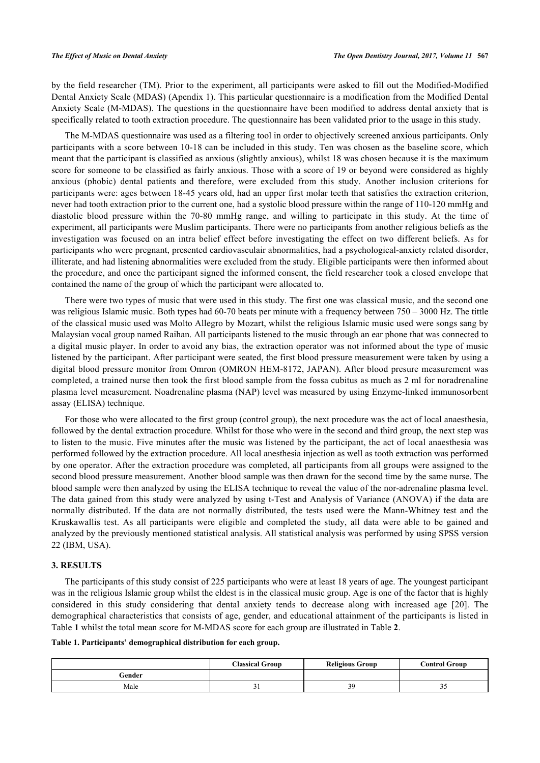by the field researcher (TM). Prior to the experiment, all participants were asked to fill out the Modified-Modified Dental Anxiety Scale (MDAS) (Apendix 1). This particular questionnaire is a modification from the Modified Dental Anxiety Scale (M-MDAS). The questions in the questionnaire have been modified to address dental anxiety that is specifically related to tooth extraction procedure. The questionnaire has been validated prior to the usage in this study.

The M-MDAS questionnaire was used as a filtering tool in order to objectively screened anxious participants. Only participants with a score between 10-18 can be included in this study. Ten was chosen as the baseline score, which meant that the participant is classified as anxious (slightly anxious), whilst 18 was chosen because it is the maximum score for someone to be classified as fairly anxious. Those with a score of 19 or beyond were considered as highly anxious (phobic) dental patients and therefore, were excluded from this study. Another inclusion criterions for participants were: ages between 18-45 years old, had an upper first molar teeth that satisfies the extraction criterion, never had tooth extraction prior to the current one, had a systolic blood pressure within the range of 110-120 mmHg and diastolic blood pressure within the 70-80 mmHg range, and willing to participate in this study. At the time of experiment, all participants were Muslim participants. There were no participants from another religious beliefs as the investigation was focused on an intra belief effect before investigating the effect on two different beliefs. As for participants who were pregnant, presented cardiovasculair abnormalities, had a psychological-anxiety related disorder, illiterate, and had listening abnormalities were excluded from the study. Eligible participants were then informed about the procedure, and once the participant signed the informed consent, the field researcher took a closed envelope that contained the name of the group of which the participant were allocated to.

There were two types of music that were used in this study. The first one was classical music, and the second one was religious Islamic music. Both types had 60-70 beats per minute with a frequency between 750 – 3000 Hz. The tittle of the classical music used was Molto Allegro by Mozart, whilst the religious Islamic music used were songs sang by Malaysian vocal group named Raihan. All participants listened to the music through an ear phone that was connected to a digital music player. In order to avoid any bias, the extraction operator was not informed about the type of music listened by the participant. After participant were seated, the first blood pressure measurement were taken by using a digital blood pressure monitor from Omron (OMRON HEM-8172, JAPAN). After blood presure measurement was completed, a trained nurse then took the first blood sample from the fossa cubitus as much as 2 ml for noradrenaline plasma level measurement. Noadrenaline plasma (NAP) level was measured by using Enzyme-linked immunosorbent assay (ELISA) technique.

For those who were allocated to the first group (control group), the next procedure was the act of local anaesthesia, followed by the dental extraction procedure. Whilst for those who were in the second and third group, the next step was to listen to the music. Five minutes after the music was listened by the participant, the act of local anaesthesia was performed followed by the extraction procedure. All local anesthesia injection as well as tooth extraction was performed by one operator. After the extraction procedure was completed, all participants from all groups were assigned to the second blood pressure measurement. Another blood sample was then drawn for the second time by the same nurse. The blood sample were then analyzed by using the ELISA technique to reveal the value of the nor-adrenaline plasma level. The data gained from this study were analyzed by using t-Test and Analysis of Variance (ANOVA) if the data are normally distributed. If the data are not normally distributed, the tests used were the Mann-Whitney test and the Kruskawallis test. As all participants were eligible and completed the study, all data were able to be gained and analyzed by the previously mentioned statistical analysis. All statistical analysis was performed by using SPSS version 22 (IBM, USA).

## 3. RESULTS

The participants of this study consist of 225 participants who were at least 18 years of age. The youngest participant was in the religious Islamic group whilst the eldest is in the classical music group. Age is one of the factor that is highly considered in this study considering that dental anxiety tends to decrease along with increased age [20]. The demographical characteristics that consists of age, gender, and educational attainment of the participants is listed in Table **1** whilst the total mean score for M-MDAS score for each group are illustrated in Table **2**.

**Table 1. Participants' demographical distribution for each group.**

| | Classical Group | Religious Group | Control Group |
|---|---|---|---|
| Gender | | | |
| Male | 31 | 39 | 35 |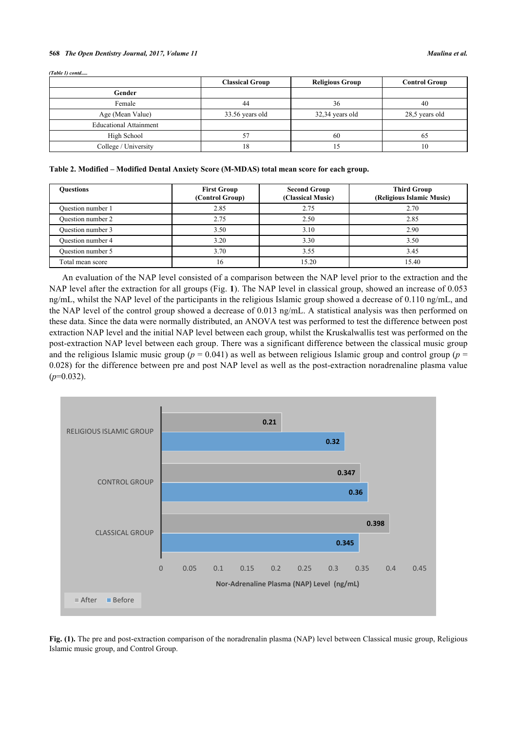*(Table 1) contd.....*

| | Classical Group | Religious Group | Control Group |
|---|---|---|---|
| **Gender** | | | |
| Female | 44 | 36 | 40 |
| Age (Mean Value) | 33.56 years old | 32,34 years old | 28,5 years old |
| Educational Attainment | | | |
| High School | 57 | 60 | 65 |
| College / University | 18 | 15 | 10 |

**Table 2. Modified – Modified Dental Anxiety Score (M-MDAS) total mean score for each group.**

| Questions | First Group (Control Group) | Second Group (Classical Music) | Third Group (Religious Islamic Music) |
|---|---|---|---|
| Question number 1 | 2.85 | 2.75 | 2.70 |
| Question number 2 | 2.75 | 2.50 | 2.85 |
| Question number 3 | 3.50 | 3.10 | 2.90 |
| Question number 4 | 3.20 | 3.30 | 3.50 |
| Question number 5 | 3.70 | 3.55 | 3.45 |
| Total mean score | 16 | 15.20 | 15.40 |

An evaluation of the NAP level consisted of a comparison between the NAP level prior to the extraction and the NAP level after the extraction for all groups (Fig. **1**). The NAP level in classical group, showed an increase of 0.053 ng/mL, whilst the NAP level of the participants in the religious Islamic group showed a decrease of 0.110 ng/mL, and the NAP level of the control group showed a decrease of 0.013 ng/mL. A statistical analysis was then performed on these data. Since the data were normally distributed, an ANOVA test was performed to test the difference between post extraction NAP level and the initial NAP level between each group, whilst the Kruskalwallis test was performed on the post-extraction NAP level between each group. There was a significant difference between the classical music group and the religious Islamic music group ($p$ = 0.041) as well as between religious Islamic group and control group ($p$ = 0.028) for the difference between pre and post NAP level as well as the post-extraction noradrenaline plasma value ($p$=0.032).

| Group | After | Before |
|---|---|---|
| RELIGIOUS ISLAMIC GROUP | 0.21 | 0.32 |
| CONTROL GROUP | 0.347 | 0.36 |
| CLASSICAL GROUP | 0.398 | 0.345 |

**Fig. (1).** The pre and post-extraction comparison of the noradrenalin plasma (NAP) level between Classical music group, Religious Islamic music group, and Control Group.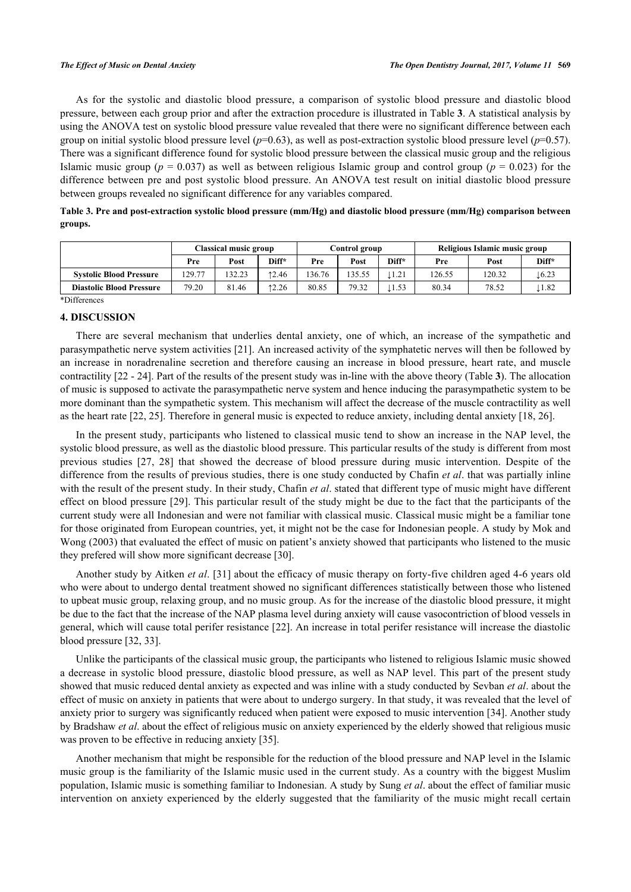As for the systolic and diastolic blood pressure, a comparison of systolic blood pressure and diastolic blood pressure, between each group prior and after the extraction procedure is illustrated in Table **3**. A statistical analysis by using the ANOVA test on systolic blood pressure value revealed that there were no significant difference between each group on initial systolic blood pressure level ($p$=0.63), as well as post-extraction systolic blood pressure level ($p$=0.57). There was a significant difference found for systolic blood pressure between the classical music group and the religious Islamic music group ($p$ = 0.037) as well as between religious Islamic group and control group ($p$ = 0.023) for the difference between pre and post systolic blood pressure. An ANOVA test result on initial diastolic blood pressure between groups revealed no significant difference for any variables compared.

**Table 3. Pre and post-extraction systolic blood pressure (mm/Hg) and diastolic blood pressure (mm/Hg) comparison between groups.**

| | Classical music group | | | Control group | | | Religious Islamic music group | | |
|---|---|---|---|---|---|---|---|---|---|
| | **Pre** | **Post** | **Diff*** | **Pre** | **Post** | **Diff*** | **Pre** | **Post** | **Diff*** |
| **Systolic Blood Pressure** | 129.77 | 132.23 | ↑2.46 | 136.76 | 135.55 | ↓1.21 | 126.55 | 120.32 | ↓6.23 |
| **Diastolic Blood Pressure** | 79.20 | 81.46 | ↑2.26 | 80.85 | 79.32 | ↓1.53 | 80.34 | 78.52 | ↓1.82 |

*Differences

## 4. DISCUSSION

There are several mechanism that underlies dental anxiety, one of which, an increase of the sympathetic and parasympathetic nerve system activities [21]. An increased activity of the symphatetic nerves will then be followed by an increase in noradrenaline secretion and therefore causing an increase in blood pressure, heart rate, and muscle contractility [22 - 24]. Part of the results of the present study was in-line with the above theory (Table **3**). The allocation of music is supposed to activate the parasympathetic nerve system and hence inducing the parasympathetic system to be more dominant than the sympathetic system. This mechanism will affect the decrease of the muscle contractility as well as the heart rate [22, 25]. Therefore in general music is expected to reduce anxiety, including dental anxiety [18, 26].

In the present study, participants who listened to classical music tend to show an increase in the NAP level, the systolic blood pressure, as well as the diastolic blood pressure. This particular results of the study is different from most previous studies [27, 28] that showed the decrease of blood pressure during music intervention. Despite of the difference from the results of previous studies, there is one study conducted by Chafin *et al*. that was partially inline with the result of the present study. In their study, Chafin *et al*. stated that different type of music might have different effect on blood pressure [29]. This particular result of the study might be due to the fact that the participants of the current study were all Indonesian and were not familiar with classical music. Classical music might be a familiar tone for those originated from European countries, yet, it might not be the case for Indonesian people. A study by Mok and Wong (2003) that evaluated the effect of music on patient's anxiety showed that participants who listened to the music they prefered will show more significant decrease [30].

Another study by Aitken *et al*. [31] about the efficacy of music therapy on forty-five children aged 4-6 years old who were about to undergo dental treatment showed no significant differences statistically between those who listened to upbeat music group, relaxing group, and no music group. As for the increase of the diastolic blood pressure, it might be due to the fact that the increase of the NAP plasma level during anxiety will cause vasocontriction of blood vessels in general, which will cause total perifer resistance [22]. An increase in total perifer resistance will increase the diastolic blood pressure [32, 33].

Unlike the participants of the classical music group, the participants who listened to religious Islamic music showed a decrease in systolic blood pressure, diastolic blood pressure, as well as NAP level. This part of the present study showed that music reduced dental anxiety as expected and was inline with a study conducted by Sevban *et al*. about the effect of music on anxiety in patients that were about to undergo surgery. In that study, it was revealed that the level of anxiety prior to surgery was significantly reduced when patient were exposed to music intervention [34]. Another study by Bradshaw *et al*. about the effect of religious music on anxiety experienced by the elderly showed that religious music was proven to be effective in reducing anxiety [35].

Another mechanism that might be responsible for the reduction of the blood pressure and NAP level in the Islamic music group is the familiarity of the Islamic music used in the current study. As a country with the biggest Muslim population, Islamic music is something familiar to Indonesian. A study by Sung *et al*. about the effect of familiar music intervention on anxiety experienced by the elderly suggested that the familiarity of the music might recall certain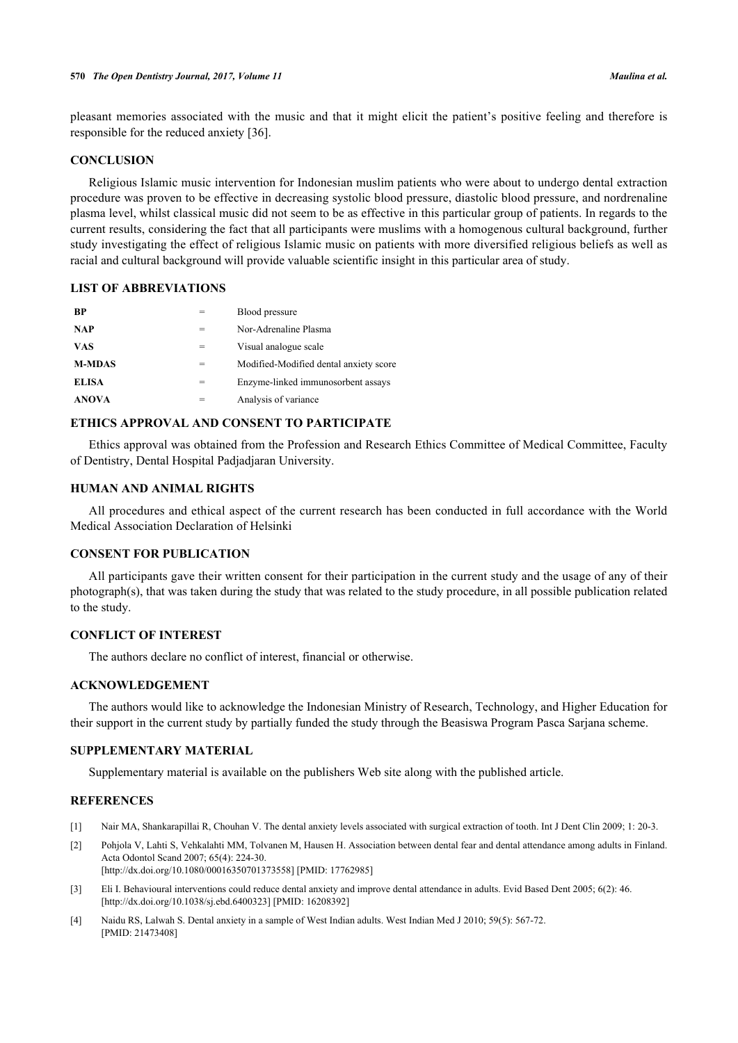pleasant memories associated with the music and that it might elicit the patient's positive feeling and therefore is responsible for the reduced anxiety [36].

## CONCLUSION

Religious Islamic music intervention for Indonesian muslim patients who were about to undergo dental extraction procedure was proven to be effective in decreasing systolic blood pressure, diastolic blood pressure, and nordrenaline plasma level, whilst classical music did not seem to be as effective in this particular group of patients. In regards to the current results, considering the fact that all participants were muslims with a homogenous cultural background, further study investigating the effect of religious Islamic music on patients with more diversified religious beliefs as well as racial and cultural background will provide valuable scientific insight in this particular area of study.

## LIST OF ABBREVIATIONS

| | | |
|---|---|---|
| **BP** | = | Blood pressure |
| **NAP** | = | Nor-Adrenaline Plasma |
| **VAS** | = | Visual analogue scale |
| **M-MDAS** | = | Modified-Modified dental anxiety score |
| **ELISA** | = | Enzyme-linked immunosorbent assays |
| **ANOVA** | = | Analysis of variance |

## ETHICS APPROVAL AND CONSENT TO PARTICIPATE

Ethics approval was obtained from the Profession and Research Ethics Committee of Medical Committee, Faculty of Dentistry, Dental Hospital Padjadjaran University.

## HUMAN AND ANIMAL RIGHTS

All procedures and ethical aspect of the current research has been conducted in full accordance with the World Medical Association Declaration of Helsinki

## CONSENT FOR PUBLICATION

All participants gave their written consent for their participation in the current study and the usage of any of their photograph(s), that was taken during the study that was related to the study procedure, in all possible publication related to the study.

## CONFLICT OF INTEREST

The authors declare no conflict of interest, financial or otherwise.

## ACKNOWLEDGEMENT

The authors would like to acknowledge the Indonesian Ministry of Research, Technology, and Higher Education for their support in the current study by partially funded the study through the Beasiswa Program Pasca Sarjana scheme.

## SUPPLEMENTARY MATERIAL

Supplementary material is available on the publishers Web site along with the published article.

## REFERENCES

[1] Nair MA, Shankarapillai R, Chouhan V. The dental anxiety levels associated with surgical extraction of tooth. Int J Dent Clin 2009; 1: 20-3.

[2] Pohjola V, Lahti S, Vehkalahti MM, Tolvanen M, Hausen H. Association between dental fear and dental attendance among adults in Finland. Acta Odontol Scand 2007; 65(4): 224-30. [http://dx.doi.org/10.1080/00016350701373558] [PMID: 17762985]

[3] Eli I. Behavioural interventions could reduce dental anxiety and improve dental attendance in adults. Evid Based Dent 2005; 6(2): 46. [http://dx.doi.org/10.1038/sj.ebd.6400323] [PMID: 16208392]

[4] Naidu RS, Lalwah S. Dental anxiety in a sample of West Indian adults. West Indian Med J 2010; 59(5): 567-72. [PMID: 21473408]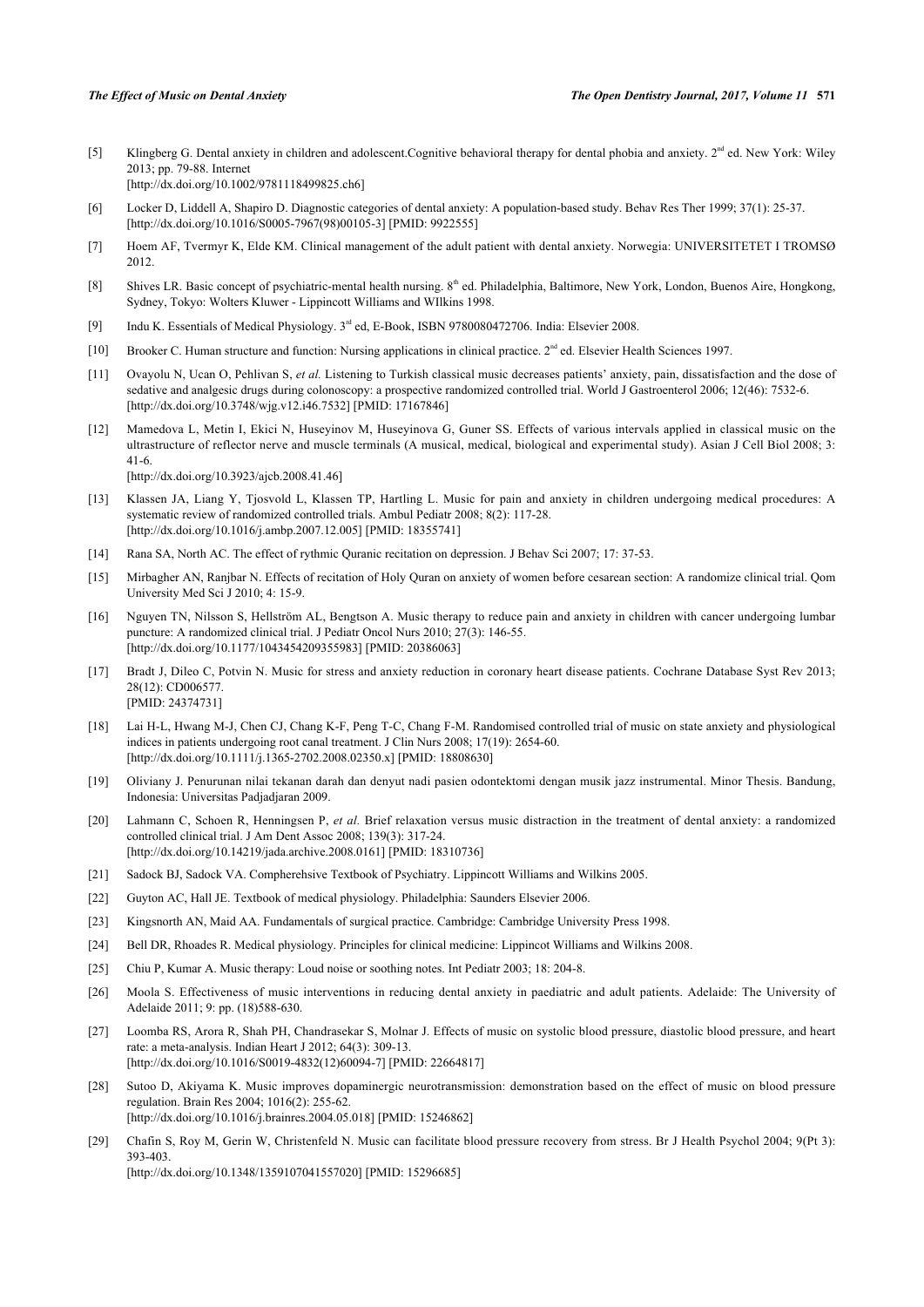[5] Klingberg G. Dental anxiety in children and adolescent.Cognitive behavioral therapy for dental phobia and anxiety. 2nd ed. New York: Wiley 2013; pp. 79-88. Internet
[http://dx.doi.org/10.1002/9781118499825.ch6]

[6] Locker D, Liddell A, Shapiro D. Diagnostic categories of dental anxiety: A population-based study. Behav Res Ther 1999; 37(1): 25-37.
[http://dx.doi.org/10.1016/S0005-7967(98)00105-3] [PMID: 9922555]

[7] Hoem AF, Tvermyr K, Elde KM. Clinical management of the adult patient with dental anxiety. Norwegia: UNIVERSITETET I TROMSØ 2012.

[8] Shives LR. Basic concept of psychiatric-mental health nursing. 8th ed. Philadelphia, Baltimore, New York, London, Buenos Aire, Hongkong, Sydney, Tokyo: Wolters Kluwer - Lippincott Williams and WIlkins 1998.

[9] Indu K. Essentials of Medical Physiology. 3rd ed, E-Book, ISBN 9780080472706. India: Elsevier 2008.

[10] Brooker C. Human structure and function: Nursing applications in clinical practice. 2nd ed. Elsevier Health Sciences 1997.

[11] Ovayolu N, Ucan O, Pehlivan S, *et al.* Listening to Turkish classical music decreases patients' anxiety, pain, dissatisfaction and the dose of sedative and analgesic drugs during colonoscopy: a prospective randomized controlled trial. World J Gastroenterol 2006; 12(46): 7532-6.
[http://dx.doi.org/10.3748/wjg.v12.i46.7532] [PMID: 17167846]

[12] Mamedova L, Metin I, Ekici N, Huseyinov M, Huseyinova G, Guner SS. Effects of various intervals applied in classical music on the ultrastructure of reflector nerve and muscle terminals (A musical, medical, biological and experimental study). Asian J Cell Biol 2008; 3: 41-6.
[http://dx.doi.org/10.3923/ajcb.2008.41.46]

[13] Klassen JA, Liang Y, Tjosvold L, Klassen TP, Hartling L. Music for pain and anxiety in children undergoing medical procedures: A systematic review of randomized controlled trials. Ambul Pediatr 2008; 8(2): 117-28.
[http://dx.doi.org/10.1016/j.ambp.2007.12.005] [PMID: 18355741]

[14] Rana SA, North AC. The effect of rythmic Quranic recitation on depression. J Behav Sci 2007; 17: 37-53.

[15] Mirbagher AN, Ranjbar N. Effects of recitation of Holy Quran on anxiety of women before cesarean section: A randomize clinical trial. Qom University Med Sci J 2010; 4: 15-9.

[16] Nguyen TN, Nilsson S, Hellström AL, Bengtson A. Music therapy to reduce pain and anxiety in children with cancer undergoing lumbar puncture: A randomized clinical trial. J Pediatr Oncol Nurs 2010; 27(3): 146-55.
[http://dx.doi.org/10.1177/1043454209355983] [PMID: 20386063]

[17] Bradt J, Dileo C, Potvin N. Music for stress and anxiety reduction in coronary heart disease patients. Cochrane Database Syst Rev 2013; 28(12): CD006577.
[PMID: 24374731]

[18] Lai H-L, Hwang M-J, Chen CJ, Chang K-F, Peng T-C, Chang F-M. Randomised controlled trial of music on state anxiety and physiological indices in patients undergoing root canal treatment. J Clin Nurs 2008; 17(19): 2654-60.
[http://dx.doi.org/10.1111/j.1365-2702.2008.02350.x] [PMID: 18808630]

[19] Oliviany J. Penurunan nilai tekanan darah dan denyut nadi pasien odontektomi dengan musik jazz instrumental. Minor Thesis. Bandung, Indonesia: Universitas Padjadjaran 2009.

[20] Lahmann C, Schoen R, Henningsen P, *et al.* Brief relaxation versus music distraction in the treatment of dental anxiety: a randomized controlled clinical trial. J Am Dent Assoc 2008; 139(3): 317-24.
[http://dx.doi.org/10.14219/jada.archive.2008.0161] [PMID: 18310736]

[21] Sadock BJ, Sadock VA. Compherehsive Textbook of Psychiatry. Lippincott Williams and Wilkins 2005.

[22] Guyton AC, Hall JE. Textbook of medical physiology. Philadelphia: Saunders Elsevier 2006.

[23] Kingsnorth AN, Maid AA. Fundamentals of surgical practice. Cambridge: Cambridge University Press 1998.

[24] Bell DR, Rhoades R. Medical physiology. Principles for clinical medicine: Lippincot Williams and Wilkins 2008.

[25] Chiu P, Kumar A. Music therapy: Loud noise or soothing notes. Int Pediatr 2003; 18: 204-8.

[26] Moola S. Effectiveness of music interventions in reducing dental anxiety in paediatric and adult patients. Adelaide: The University of Adelaide 2011; 9: pp. (18)588-630.

[27] Loomba RS, Arora R, Shah PH, Chandrasekar S, Molnar J. Effects of music on systolic blood pressure, diastolic blood pressure, and heart rate: a meta-analysis. Indian Heart J 2012; 64(3): 309-13.
[http://dx.doi.org/10.1016/S0019-4832(12)60094-7] [PMID: 22664817]

[28] Sutoo D, Akiyama K. Music improves dopaminergic neurotransmission: demonstration based on the effect of music on blood pressure regulation. Brain Res 2004; 1016(2): 255-62.
[http://dx.doi.org/10.1016/j.brainres.2004.05.018] [PMID: 15246862]

[29] Chafin S, Roy M, Gerin W, Christenfeld N. Music can facilitate blood pressure recovery from stress. Br J Health Psychol 2004; 9(Pt 3): 393-403.
[http://dx.doi.org/10.1348/1359107041557020] [PMID: 15296685]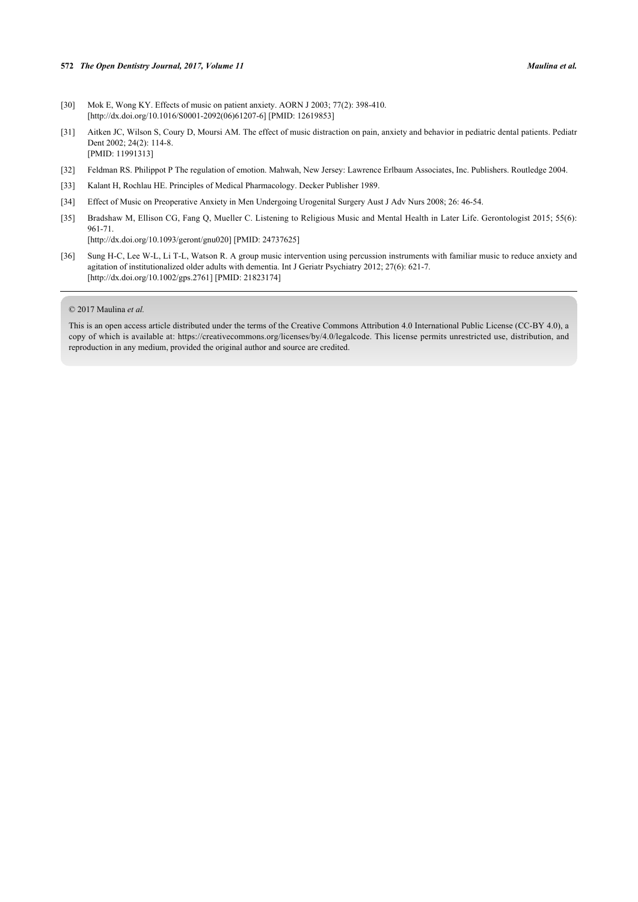[30] Mok E, Wong KY. Effects of music on patient anxiety. AORN J 2003; 77(2): 398-410.
[http://dx.doi.org/10.1016/S0001-2092(06)61207-6] [PMID: 12619853]

[31] Aitken JC, Wilson S, Coury D, Moursi AM. The effect of music distraction on pain, anxiety and behavior in pediatric dental patients. Pediatr Dent 2002; 24(2): 114-8.
[PMID: 11991313]

[32] Feldman RS. Philippot P The regulation of emotion. Mahwah, New Jersey: Lawrence Erlbaum Associates, Inc. Publishers. Routledge 2004.

[33] Kalant H, Rochlau HE. Principles of Medical Pharmacology. Decker Publisher 1989.

[34] Effect of Music on Preoperative Anxiety in Men Undergoing Urogenital Surgery Aust J Adv Nurs 2008; 26: 46-54.

[35] Bradshaw M, Ellison CG, Fang Q, Mueller C. Listening to Religious Music and Mental Health in Later Life. Gerontologist 2015; 55(6): 961-71.
[http://dx.doi.org/10.1093/geront/gnu020] [PMID: 24737625]

[36] Sung H-C, Lee W-L, Li T-L, Watson R. A group music intervention using percussion instruments with familiar music to reduce anxiety and agitation of institutionalized older adults with dementia. Int J Geriatr Psychiatry 2012; 27(6): 621-7.
[http://dx.doi.org/10.1002/gps.2761] [PMID: 21823174]

---

© 2017 Maulina *et al.*

This is an open access article distributed under the terms of the Creative Commons Attribution 4.0 International Public License (CC-BY 4.0), a copy of which is available at: https://creativecommons.org/licenses/by/4.0/legalcode. This license permits unrestricted use, distribution, and reproduction in any medium, provided the original author and source are credited.